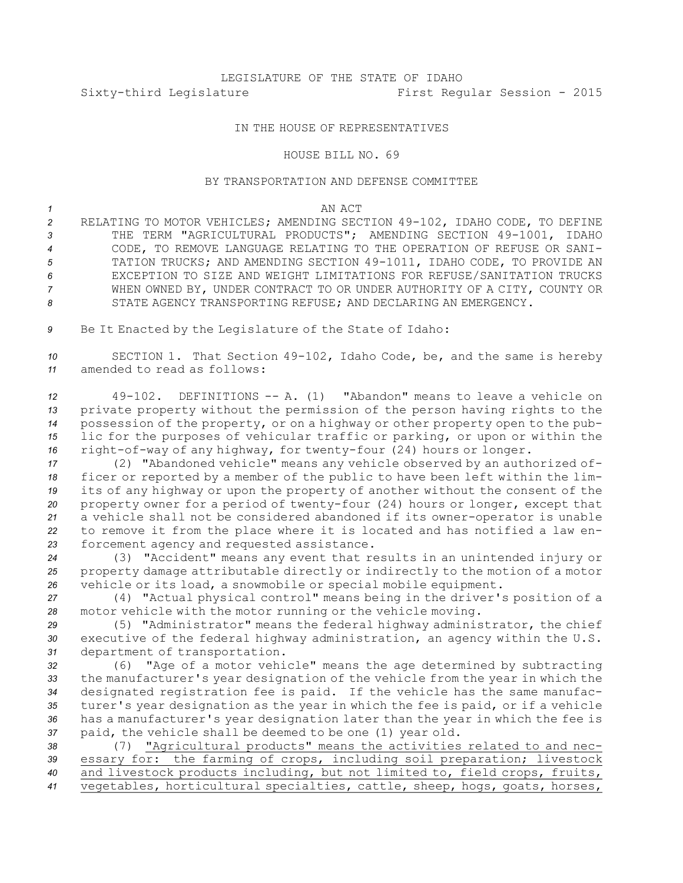LEGISLATURE OF THE STATE OF IDAHO

Sixty-third Legislature First Regular Session - 2015

IN THE HOUSE OF REPRESENTATIVES

HOUSE BILL NO. 69

BY TRANSPORTATION AND DEFENSE COMMITTEE

AN ACT

RELATING TO MOTOR VEHICLES; AMENDING SECTION 49-102, IDAHO CODE, TO DEFINE THE TERM "AGRICULTURAL PRODUCTS"; AMENDING SECTION 49-1001, IDAHO CODE, TO REMOVE LANGUAGE RELATING TO THE OPERATION OF REFUSE OR SANITATION TRUCKS; AND AMENDING SECTION 49-1011, IDAHO CODE, TO PROVIDE AN EXCEPTION TO SIZE AND WEIGHT LIMITATIONS FOR REFUSE/SANITATION TRUCKS WHEN OWNED BY, UNDER CONTRACT TO OR UNDER AUTHORITY OF A CITY, COUNTY OR STATE AGENCY TRANSPORTING REFUSE; AND DECLARING AN EMERGENCY.

Be It Enacted by the Legislature of the State of Idaho:

SECTION 1. That Section 49-102, Idaho Code, be, and the same is hereby amended to read as follows:

49-102. DEFINITIONS -- A. (1) "Abandon" means to leave a vehicle on private property without the permission of the person having rights to the possession of the property, or on a highway or other property open to the public for the purposes of vehicular traffic or parking, or upon or within the right-of-way of any highway, for twenty-four (24) hours or longer.

(2) "Abandoned vehicle" means any vehicle observed by an authorized officer or reported by a member of the public to have been left within the limits of any highway or upon the property of another without the consent of the property owner for a period of twenty-four (24) hours or longer, except that a vehicle shall not be considered abandoned if its owner-operator is unable to remove it from the place where it is located and has notified a law enforcement agency and requested assistance.

(3) "Accident" means any event that results in an unintended injury or property damage attributable directly or indirectly to the motion of a motor vehicle or its load, a snowmobile or special mobile equipment.

(4) "Actual physical control" means being in the driver's position of a motor vehicle with the motor running or the vehicle moving.

(5) "Administrator" means the federal highway administrator, the chief executive of the federal highway administration, an agency within the U.S. department of transportation.

(6) "Age of a motor vehicle" means the age determined by subtracting the manufacturer's year designation of the vehicle from the year in which the designated registration fee is paid. If the vehicle has the same manufacturer's year designation as the year in which the fee is paid, or if a vehicle has a manufacturer's year designation later than the year in which the fee is paid, the vehicle shall be deemed to be one (1) year old.

(7) <u>"Agricultural products" means the activities related to and necessary for: the farming of crops, including soil preparation; livestock and livestock products including, but not limited to, field crops, fruits, vegetables, horticultural specialties, cattle, sheep, hogs, goats, horses,</u>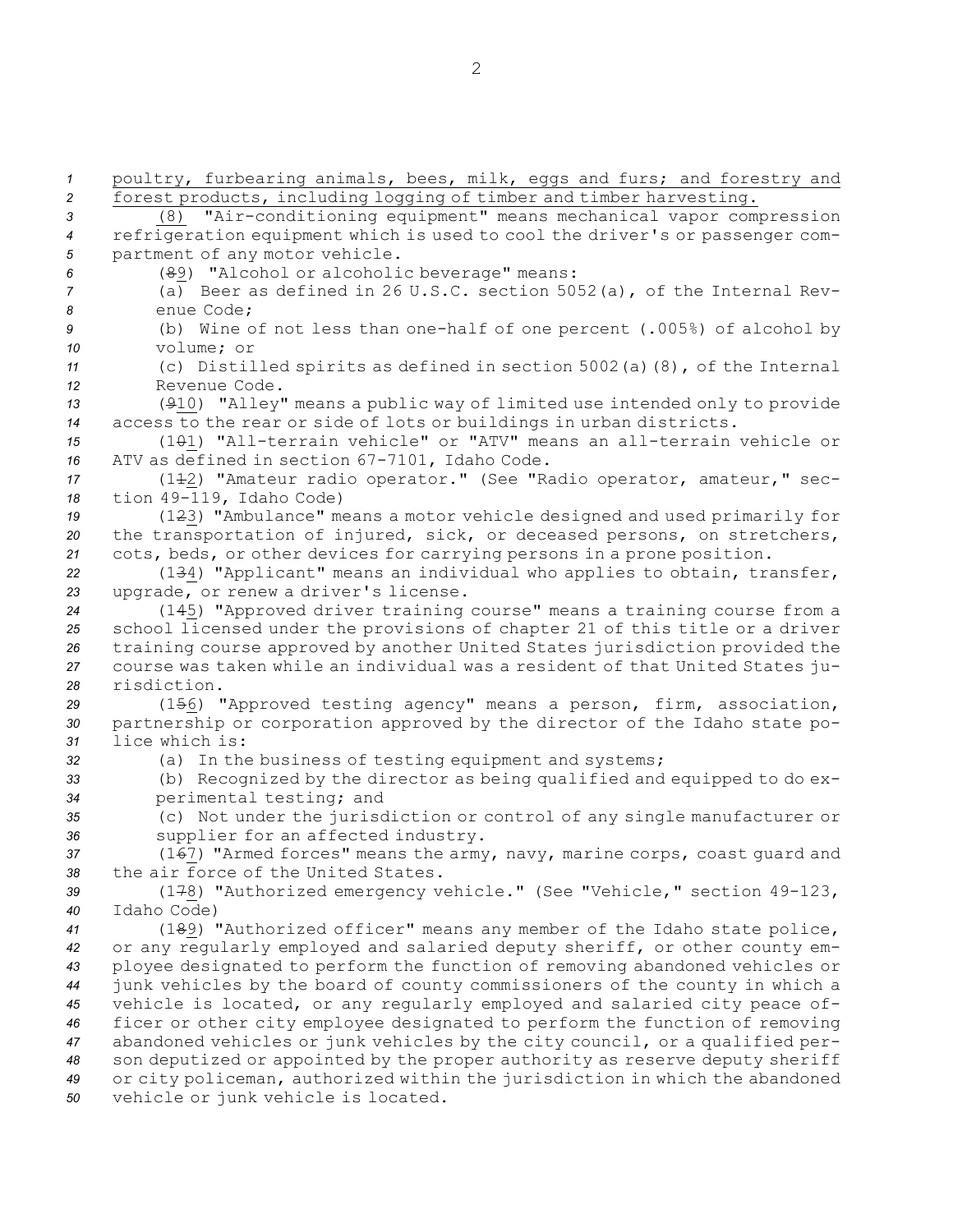poultry, furbearing animals, bees, milk, eggs and furs; and forestry and forest products, including logging of timber and timber harvesting.

(8) "Air-conditioning equipment" means mechanical vapor compression refrigeration equipment which is used to cool the driver's or passenger compartment of any motor vehicle.

(89) "Alcohol or alcoholic beverage" means:

(a) Beer as defined in 26 U.S.C. section 5052(a), of the Internal Revenue Code;

(b) Wine of not less than one-half of one percent (.005%) of alcohol by volume; or

(c) Distilled spirits as defined in section 5002(a)(8), of the Internal Revenue Code.

(910) "Alley" means a public way of limited use intended only to provide access to the rear or side of lots or buildings in urban districts.

(101) "All-terrain vehicle" or "ATV" means an all-terrain vehicle or ATV as defined in section 67-7101, Idaho Code.

(112) "Amateur radio operator." (See "Radio operator, amateur," section 49-119, Idaho Code)

(123) "Ambulance" means a motor vehicle designed and used primarily for the transportation of injured, sick, or deceased persons, on stretchers, cots, beds, or other devices for carrying persons in a prone position.

(134) "Applicant" means an individual who applies to obtain, transfer, upgrade, or renew a driver's license.

(145) "Approved driver training course" means a training course from a school licensed under the provisions of chapter 21 of this title or a driver training course approved by another United States jurisdiction provided the course was taken while an individual was a resident of that United States jurisdiction.

(156) "Approved testing agency" means a person, firm, association, partnership or corporation approved by the director of the Idaho state police which is:

(a) In the business of testing equipment and systems;

(b) Recognized by the director as being qualified and equipped to do experimental testing; and

(c) Not under the jurisdiction or control of any single manufacturer or supplier for an affected industry.

(167) "Armed forces" means the army, navy, marine corps, coast guard and the air force of the United States.

(178) "Authorized emergency vehicle." (See "Vehicle," section 49-123, Idaho Code)

(189) "Authorized officer" means any member of the Idaho state police, or any regularly employed and salaried deputy sheriff, or other county employee designated to perform the function of removing abandoned vehicles or junk vehicles by the board of county commissioners of the county in which a vehicle is located, or any regularly employed and salaried city peace officer or other city employee designated to perform the function of removing abandoned vehicles or junk vehicles by the city council, or a qualified person deputized or appointed by the proper authority as reserve deputy sheriff or city policeman, authorized within the jurisdiction in which the abandoned vehicle or junk vehicle is located.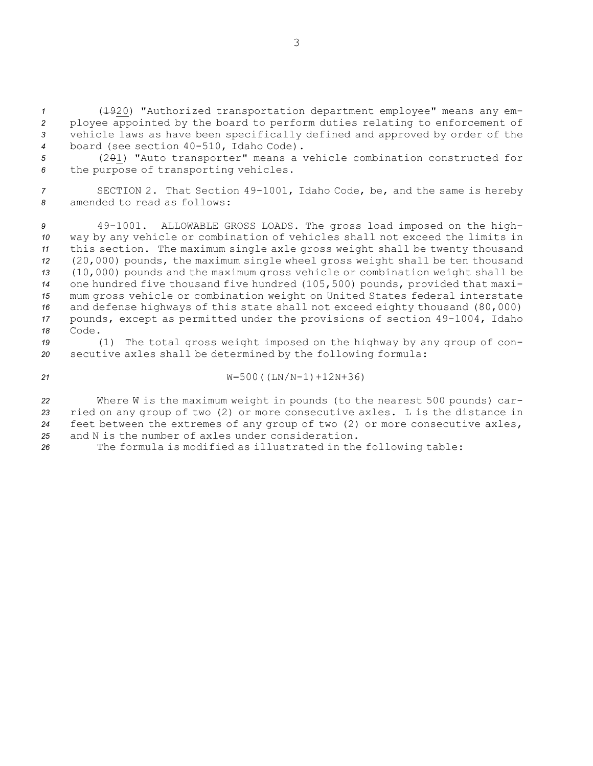(~~19~~20) "Authorized transportation department employee" means any employee appointed by the board to perform duties relating to enforcement of vehicle laws as have been specifically defined and approved by order of the board (see section 40-510, Idaho Code).

(2~~0~~1) "Auto transporter" means a vehicle combination constructed for the purpose of transporting vehicles.

SECTION 2. That Section 49-1001, Idaho Code, be, and the same is hereby amended to read as follows:

49-1001. ALLOWABLE GROSS LOADS. The gross load imposed on the highway by any vehicle or combination of vehicles shall not exceed the limits in this section. The maximum single axle gross weight shall be twenty thousand (20,000) pounds, the maximum single wheel gross weight shall be ten thousand (10,000) pounds and the maximum gross vehicle or combination weight shall be one hundred five thousand five hundred (105,500) pounds, provided that maximum gross vehicle or combination weight on United States federal interstate and defense highways of this state shall not exceed eighty thousand (80,000) pounds, except as permitted under the provisions of section 49-1004, Idaho Code.

(1) The total gross weight imposed on the highway by any group of consecutive axles shall be determined by the following formula:

$$W=500((LN/N-1)+12N+36)$$

Where W is the maximum weight in pounds (to the nearest 500 pounds) carried on any group of two (2) or more consecutive axles. L is the distance in feet between the extremes of any group of two (2) or more consecutive axles, and N is the number of axles under consideration.

The formula is modified as illustrated in the following table: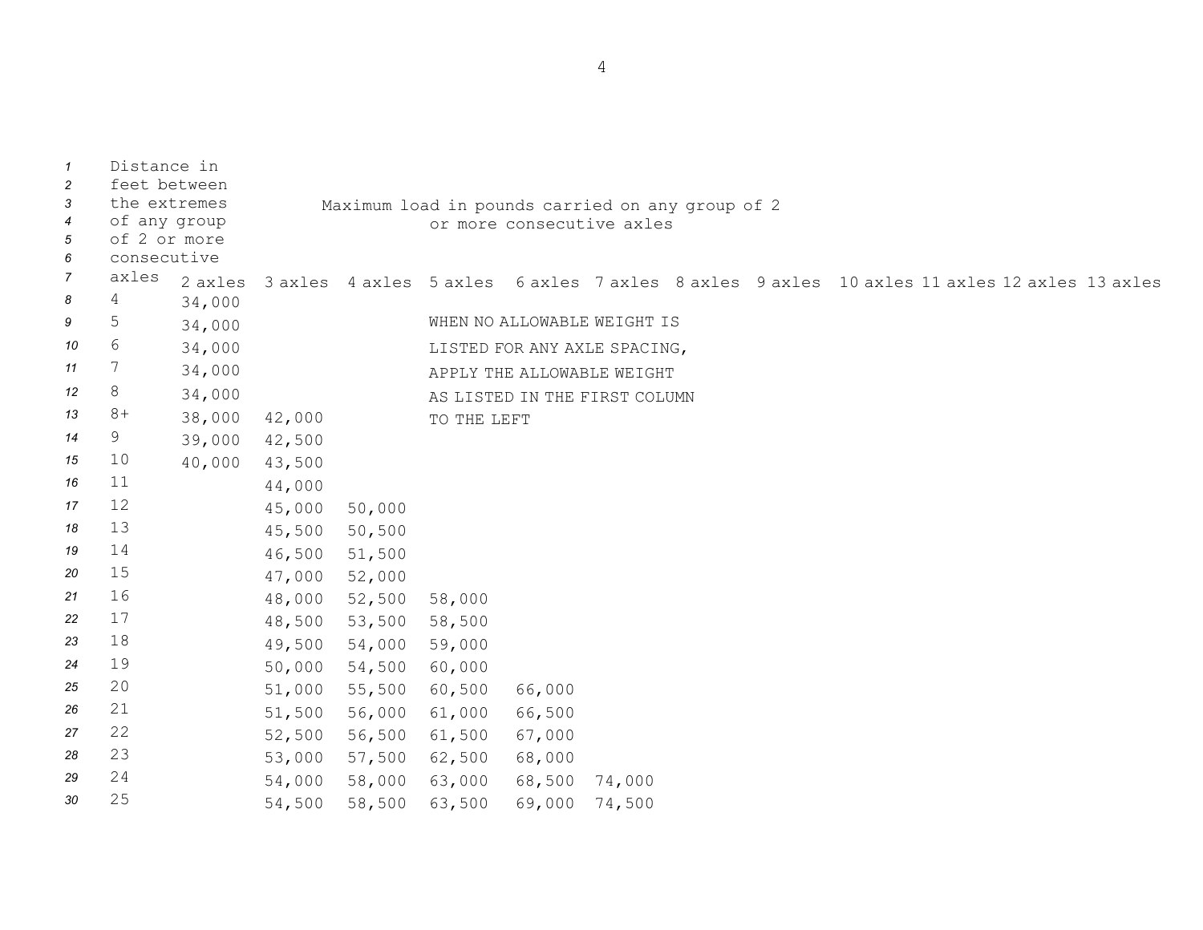| Distance in feet between the extremes of any group of 2 or more consecutive axles | Maximum load in pounds carried on any group of 2 or more consecutive axles | | | | | | | | | | | |
|---|---|---|---|---|---|---|---|---|---|---|---|---|
| | 2 axles | 3 axles | 4 axles | 5 axles | 6 axles | 7 axles | 8 axles | 9 axles | 10 axles | 11 axles | 12 axles | 13 axles |
| 4 | 34,000 | | | | | | | | | | | |
| 5 | 34,000 | | | | | | | | | | | |
| 6 | 34,000 | | | | | | | | | | | |
| 7 | 34,000 | | | | | | | | | | | |
| 8 | 34,000 | | | | | | | | | | | |
| 8+ | 38,000 | 42,000 | | | | | | | | | | |
| 9 | 39,000 | 42,500 | | | | | | | | | | |
| 10 | 40,000 | 43,500 | | | | | | | | | | |
| 11 | | 44,000 | | | | | | | | | | |
| 12 | | 45,000 | 50,000 | | | | | | | | | |
| 13 | | 45,500 | 50,500 | | | | | | | | | |
| 14 | | 46,500 | 51,500 | | | | | | | | | |
| 15 | | 47,000 | 52,000 | | | | | | | | | |
| 16 | | 48,000 | 52,500 | 58,000 | | | | | | | | |
| 17 | | 48,500 | 53,500 | 58,500 | | | | | | | | |
| 18 | | 49,500 | 54,000 | 59,000 | | | | | | | | |
| 19 | | 50,000 | 54,500 | 60,000 | | | | | | | | |
| 20 | | 51,000 | 55,500 | 60,500 | 66,000 | | | | | | | |
| 21 | | 51,500 | 56,000 | 61,000 | 66,500 | | | | | | | |
| 22 | | 52,500 | 56,500 | 61,500 | 67,000 | | | | | | | |
| 23 | | 53,000 | 57,500 | 62,500 | 68,000 | | | | | | | |
| 24 | | 54,000 | 58,000 | 63,000 | 68,500 | 74,000 | | | | | | |
| 25 | | 54,500 | 58,500 | 63,500 | 69,000 | 74,500 | | | | | | |

WHEN NO ALLOWABLE WEIGHT IS LISTED FOR ANY AXLE SPACING, APPLY THE ALLOWABLE WEIGHT AS LISTED IN THE FIRST COLUMN TO THE LEFT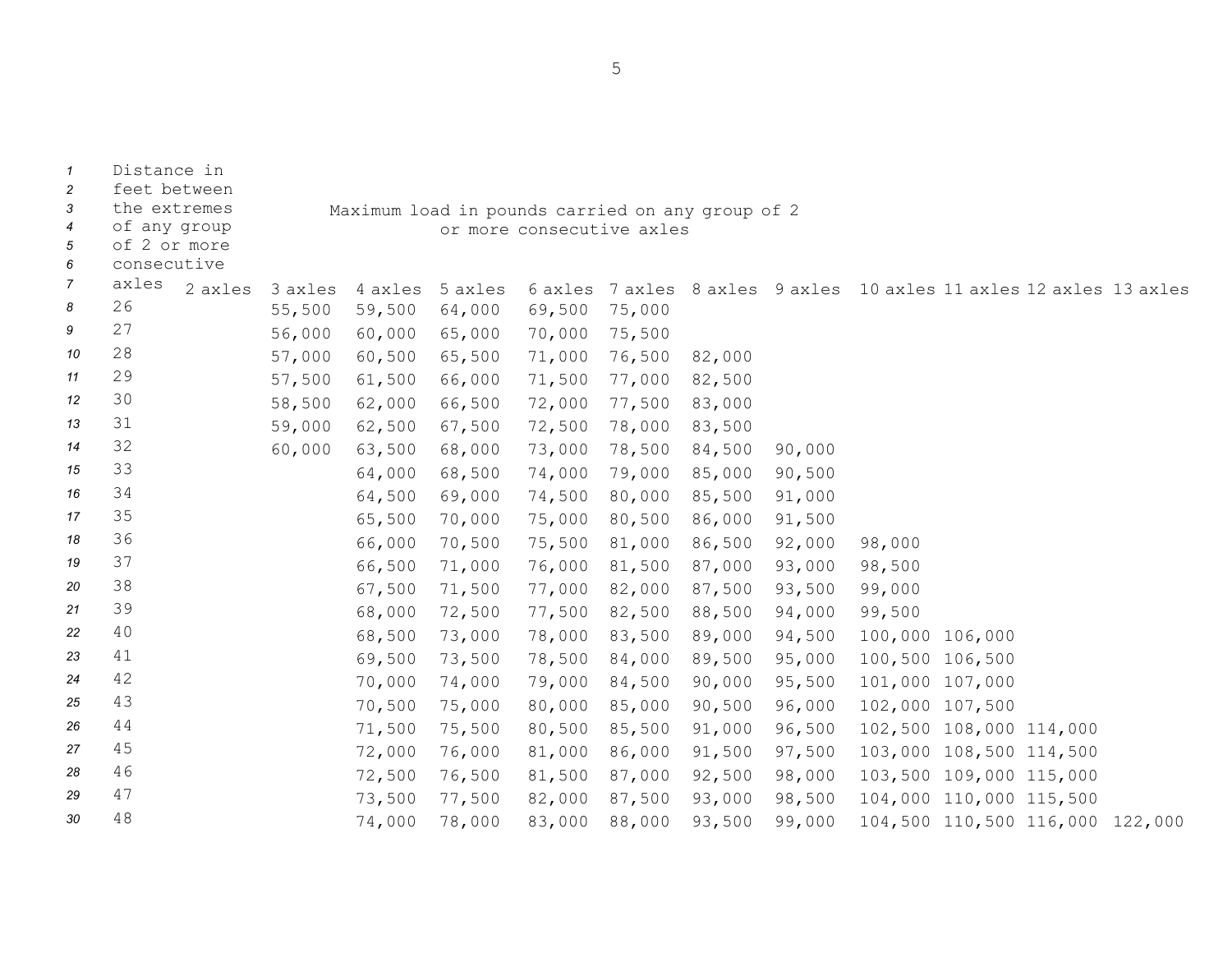| Distance in feet between the extremes of any group of 2 or more consecutive axles | Maximum load in pounds carried on any group of 2 or more consecutive axles | | | | | | | | | | | |
|---|---|---|---|---|---|---|---|---|---|---|---|---|
| | 2 axles | 3 axles | 4 axles | 5 axles | 6 axles | 7 axles | 8 axles | 9 axles | 10 axles | 11 axles | 12 axles | 13 axles |
| 26 | | 55,500 | 59,500 | 64,000 | 69,500 | 75,000 | | | | | | |
| 27 | | 56,000 | 60,000 | 65,000 | 70,000 | 75,500 | | | | | | |
| 28 | | 57,000 | 60,500 | 65,500 | 71,000 | 76,500 | 82,000 | | | | | |
| 29 | | 57,500 | 61,500 | 66,000 | 71,500 | 77,000 | 82,500 | | | | | |
| 30 | | 58,500 | 62,000 | 66,500 | 72,000 | 77,500 | 83,000 | | | | | |
| 31 | | 59,000 | 62,500 | 67,500 | 72,500 | 78,000 | 83,500 | | | | | |
| 32 | | 60,000 | 63,500 | 68,000 | 73,000 | 78,500 | 84,500 | 90,000 | | | | |
| 33 | | | 64,000 | 68,500 | 74,000 | 79,000 | 85,000 | 90,500 | | | | |
| 34 | | | 64,500 | 69,000 | 74,500 | 80,000 | 85,500 | 91,000 | | | | |
| 35 | | | 65,500 | 70,000 | 75,000 | 80,500 | 86,000 | 91,500 | | | | |
| 36 | | | 66,000 | 70,500 | 75,500 | 81,000 | 86,500 | 92,000 | 98,000 | | | |
| 37 | | | 66,500 | 71,000 | 76,000 | 81,500 | 87,000 | 93,000 | 98,500 | | | |
| 38 | | | 67,500 | 71,500 | 77,000 | 82,000 | 87,500 | 93,500 | 99,000 | | | |
| 39 | | | 68,000 | 72,500 | 77,500 | 82,500 | 88,500 | 94,000 | 99,500 | | | |
| 40 | | | 68,500 | 73,000 | 78,000 | 83,500 | 89,000 | 94,500 | 100,000 | 106,000 | | |
| 41 | | | 69,500 | 73,500 | 78,500 | 84,000 | 89,500 | 95,000 | 100,500 | 106,500 | | |
| 42 | | | 70,000 | 74,000 | 79,000 | 84,500 | 90,000 | 95,500 | 101,000 | 107,000 | | |
| 43 | | | 70,500 | 75,000 | 80,000 | 85,000 | 90,500 | 96,000 | 102,000 | 107,500 | | |
| 44 | | | 71,500 | 75,500 | 80,500 | 85,500 | 91,000 | 96,500 | 102,500 | 108,000 | 114,000 | |
| 45 | | | 72,000 | 76,000 | 81,000 | 86,000 | 91,500 | 97,500 | 103,000 | 108,500 | 114,500 | |
| 46 | | | 72,500 | 76,500 | 81,500 | 87,000 | 92,500 | 98,000 | 103,500 | 109,000 | 115,000 | |
| 47 | | | 73,500 | 77,500 | 82,000 | 87,500 | 93,000 | 98,500 | 104,000 | 110,000 | 115,500 | |
| 48 | | | 74,000 | 78,000 | 83,000 | 88,000 | 93,500 | 99,000 | 104,500 | 110,500 | 116,000 | 122,000 |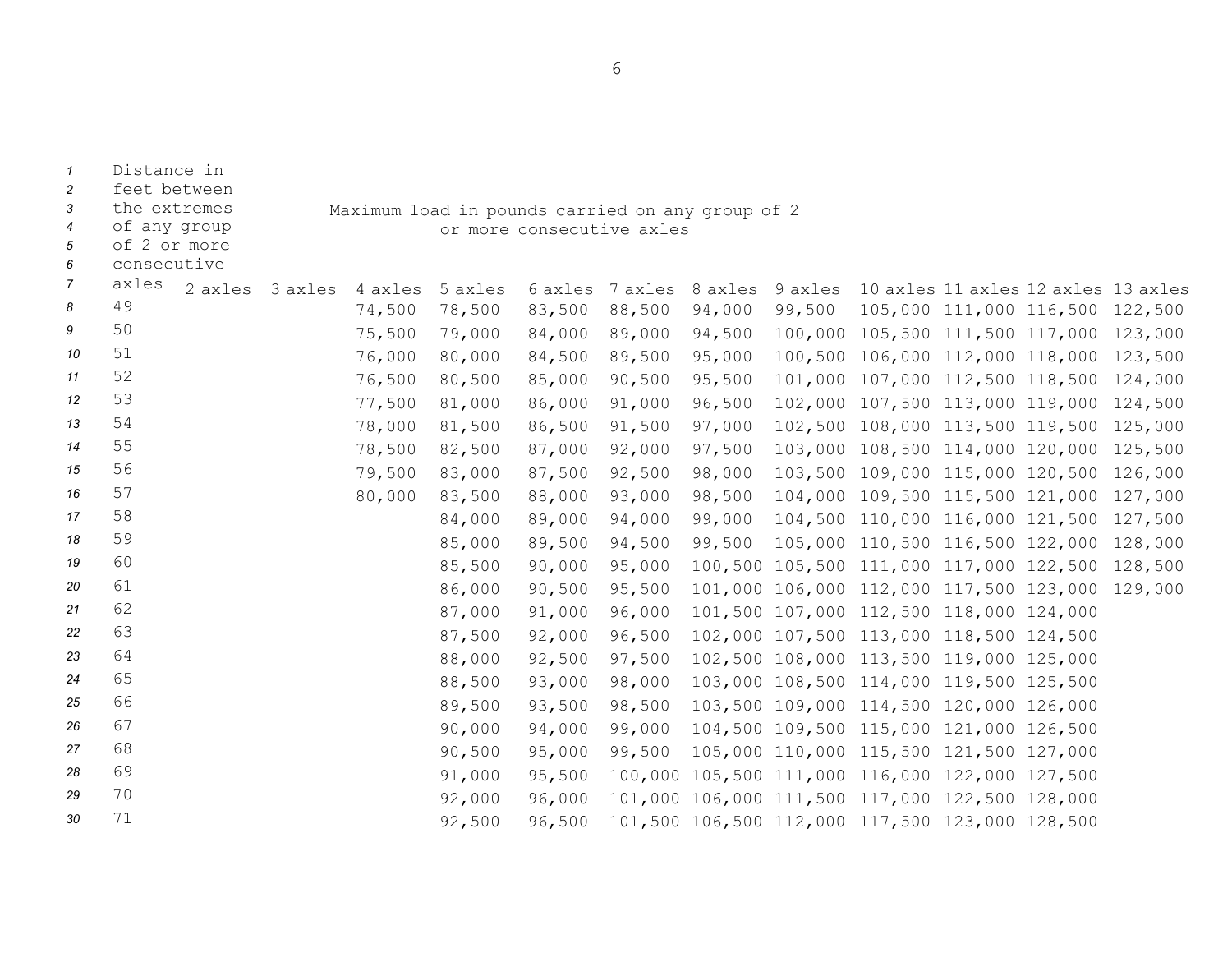| Distance in feet between the extremes of any group of 2 or more consecutive axles | Maximum load in pounds carried on any group of 2 or more consecutive axles | | | | | | | | | | | |
|---|---|---|---|---|---|---|---|---|---|---|---|---|
| | 2 axles | 3 axles | 4 axles | 5 axles | 6 axles | 7 axles | 8 axles | 9 axles | 10 axles | 11 axles | 12 axles | 13 axles |
| 49 | | | 74,500 | 78,500 | 83,500 | 88,500 | 94,000 | 99,500 | 105,000 | 111,000 | 116,500 | 122,500 |
| 50 | | | 75,500 | 79,000 | 84,000 | 89,000 | 94,500 | 100,000 | 105,500 | 111,500 | 117,000 | 123,000 |
| 51 | | | 76,000 | 80,000 | 84,500 | 89,500 | 95,000 | 100,500 | 106,000 | 112,000 | 118,000 | 123,500 |
| 52 | | | 76,500 | 80,500 | 85,000 | 90,500 | 95,500 | 101,000 | 107,000 | 112,500 | 118,500 | 124,000 |
| 53 | | | 77,500 | 81,000 | 86,000 | 91,000 | 96,500 | 102,000 | 107,500 | 113,000 | 119,000 | 124,500 |
| 54 | | | 78,000 | 81,500 | 86,500 | 91,500 | 97,000 | 102,500 | 108,000 | 113,500 | 119,500 | 125,000 |
| 55 | | | 78,500 | 82,500 | 87,000 | 92,000 | 97,500 | 103,000 | 108,500 | 114,000 | 120,000 | 125,500 |
| 56 | | | 79,500 | 83,000 | 87,500 | 92,500 | 98,000 | 103,500 | 109,000 | 115,000 | 120,500 | 126,000 |
| 57 | | | 80,000 | 83,500 | 88,000 | 93,000 | 98,500 | 104,000 | 109,500 | 115,500 | 121,000 | 127,000 |
| 58 | | | | 84,000 | 89,000 | 94,000 | 99,000 | 104,500 | 110,000 | 116,000 | 121,500 | 127,500 |
| 59 | | | | 85,000 | 89,500 | 94,500 | 99,500 | 105,000 | 110,500 | 116,500 | 122,000 | 128,000 |
| 60 | | | | 85,500 | 90,000 | 95,000 | 100,500 | 105,500 | 111,000 | 117,000 | 122,500 | 128,500 |
| 61 | | | | 86,000 | 90,500 | 95,500 | 101,000 | 106,000 | 112,000 | 117,500 | 123,000 | 129,000 |
| 62 | | | | 87,000 | 91,000 | 96,000 | 101,500 | 107,000 | 112,500 | 118,000 | 124,000 | |
| 63 | | | | 87,500 | 92,000 | 96,500 | 102,000 | 107,500 | 113,000 | 118,500 | 124,500 | |
| 64 | | | | 88,000 | 92,500 | 97,500 | 102,500 | 108,000 | 113,500 | 119,000 | 125,000 | |
| 65 | | | | 88,500 | 93,000 | 98,000 | 103,000 | 108,500 | 114,000 | 119,500 | 125,500 | |
| 66 | | | | 89,500 | 93,500 | 98,500 | 103,500 | 109,000 | 114,500 | 120,000 | 126,000 | |
| 67 | | | | 90,000 | 94,000 | 99,000 | 104,500 | 109,500 | 115,000 | 121,000 | 126,500 | |
| 68 | | | | 90,500 | 95,000 | 99,500 | 105,000 | 110,000 | 115,500 | 121,500 | 127,000 | |
| 69 | | | | 91,000 | 95,500 | 100,000 | 105,500 | 111,000 | 116,000 | 122,000 | 127,500 | |
| 70 | | | | 92,000 | 96,000 | 101,000 | 106,000 | 111,500 | 117,000 | 122,500 | 128,000 | |
| 71 | | | | 92,500 | 96,500 | 101,500 | 106,500 | 112,000 | 117,500 | 123,000 | 128,500 | |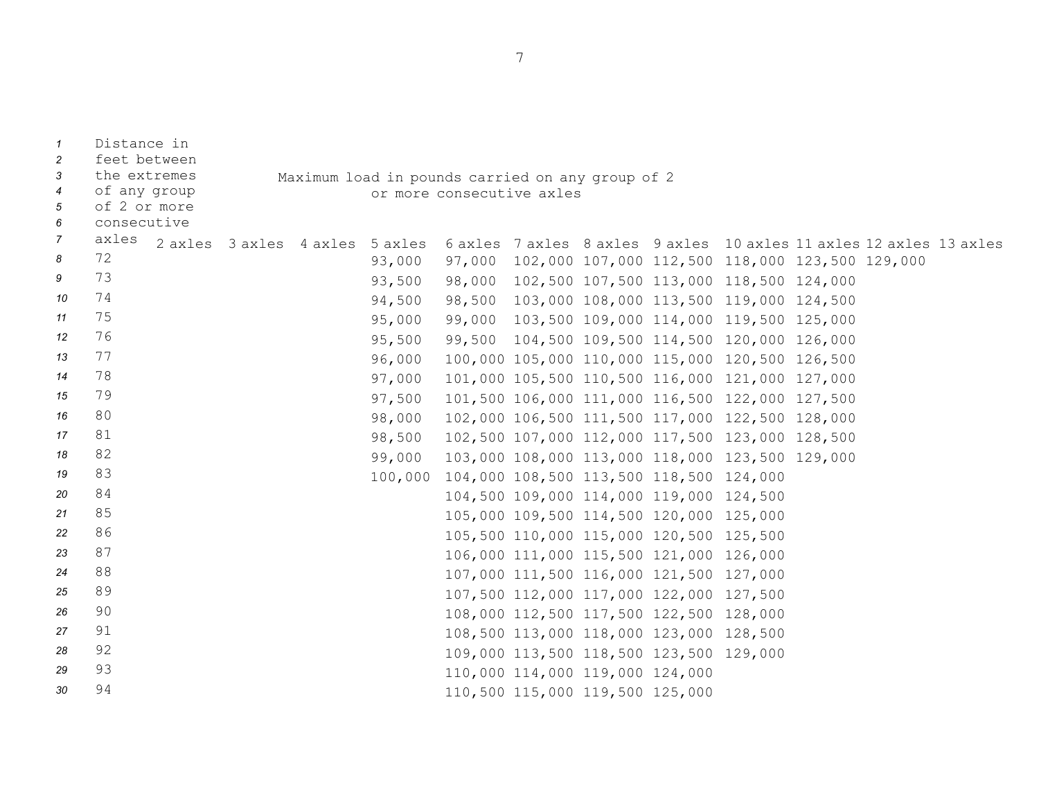| Distance in feet between the extremes of any group of 2 or more consecutive axles | Maximum load in pounds carried on any group of 2 or more consecutive axles | | | | | | | | | | | |
|---|---|---|---|---|---|---|---|---|---|---|---|---|
| | 2 axles | 3 axles | 4 axles | 5 axles | 6 axles | 7 axles | 8 axles | 9 axles | 10 axles | 11 axles | 12 axles | 13 axles |
| 72 | | | | 93,000 | 97,000 | 102,000 | 107,000 | 112,500 | 118,000 | 123,500 | 129,000 | |
| 73 | | | | 93,500 | 98,000 | 102,500 | 107,500 | 113,000 | 118,500 | 124,000 | | |
| 74 | | | | 94,500 | 98,500 | 103,000 | 108,000 | 113,500 | 119,000 | 124,500 | | |
| 75 | | | | 95,000 | 99,000 | 103,500 | 109,000 | 114,000 | 119,500 | 125,000 | | |
| 76 | | | | 95,500 | 99,500 | 104,500 | 109,500 | 114,500 | 120,000 | 126,000 | | |
| 77 | | | | 96,000 | 100,000 | 105,000 | 110,000 | 115,000 | 120,500 | 126,500 | | |
| 78 | | | | 97,000 | 101,000 | 105,500 | 110,500 | 116,000 | 121,000 | 127,000 | | |
| 79 | | | | 97,500 | 101,500 | 106,000 | 111,000 | 116,500 | 122,000 | 127,500 | | |
| 80 | | | | 98,000 | 102,000 | 106,500 | 111,500 | 117,000 | 122,500 | 128,000 | | |
| 81 | | | | 98,500 | 102,500 | 107,000 | 112,000 | 117,500 | 123,000 | 128,500 | | |
| 82 | | | | 99,000 | 103,000 | 108,000 | 113,000 | 118,000 | 123,500 | 129,000 | | |
| 83 | | | | 100,000 | 104,000 | 108,500 | 113,500 | 118,500 | 124,000 | | | |
| 84 | | | | | 104,500 | 109,000 | 114,000 | 119,000 | 124,500 | | | |
| 85 | | | | | 105,000 | 109,500 | 114,500 | 120,000 | 125,000 | | | |
| 86 | | | | | 105,500 | 110,000 | 115,000 | 120,500 | 125,500 | | | |
| 87 | | | | | 106,000 | 111,000 | 115,500 | 121,000 | 126,000 | | | |
| 88 | | | | | 107,000 | 111,500 | 116,000 | 121,500 | 127,000 | | | |
| 89 | | | | | 107,500 | 112,000 | 117,000 | 122,000 | 127,500 | | | |
| 90 | | | | | 108,000 | 112,500 | 117,500 | 122,500 | 128,000 | | | |
| 91 | | | | | 108,500 | 113,000 | 118,000 | 123,000 | 128,500 | | | |
| 92 | | | | | 109,000 | 113,500 | 118,500 | 123,500 | 129,000 | | | |
| 93 | | | | | 110,000 | 114,000 | 119,000 | 124,000 | | | | |
| 94 | | | | | 110,500 | 115,000 | 119,500 | 125,000 | | | | |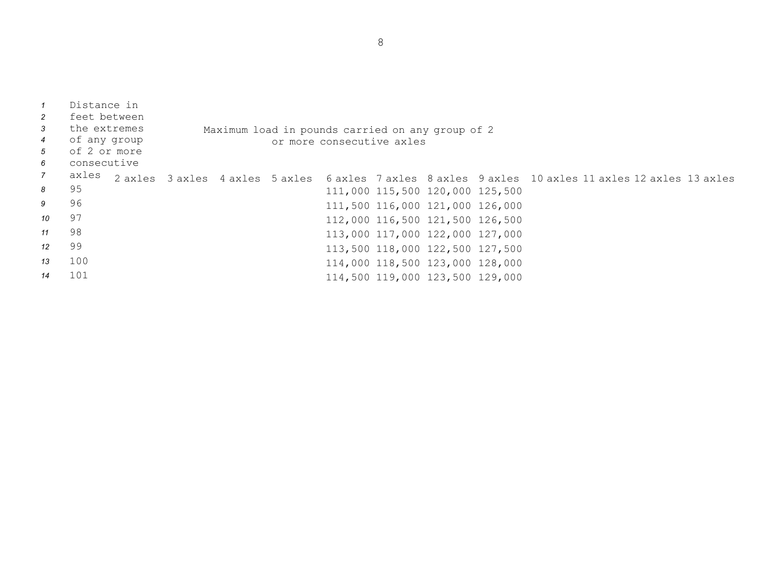| Distance in feet between the extremes of any group of 2 or more consecutive axles | Maximum load in pounds carried on any group of 2 or more consecutive axles | | | | | | | | | | | |
|---|---|---|---|---|---|---|---|---|---|---|---|---|
| | 2 axles | 3 axles | 4 axles | 5 axles | 6 axles | 7 axles | 8 axles | 9 axles | 10 axles | 11 axles | 12 axles | 13 axles |
| 95 | | | | | 111,000 | 115,500 | 120,000 | 125,500 | | | | |
| 96 | | | | | 111,500 | 116,000 | 121,000 | 126,000 | | | | |
| 97 | | | | | 112,000 | 116,500 | 121,500 | 126,500 | | | | |
| 98 | | | | | 113,000 | 117,000 | 122,000 | 127,000 | | | | |
| 99 | | | | | 113,500 | 118,000 | 122,500 | 127,500 | | | | |
| 100 | | | | | 114,000 | 118,500 | 123,000 | 128,000 | | | | |
| 101 | | | | | 114,500 | 119,000 | 123,500 | 129,000 | | | | |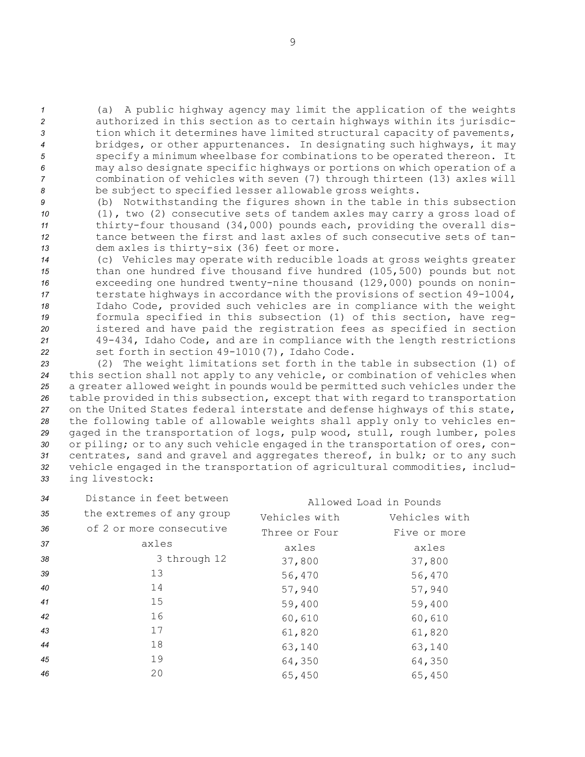(a) A public highway agency may limit the application of the weights authorized in this section as to certain highways within its jurisdiction which it determines have limited structural capacity of pavements, bridges, or other appurtenances. In designating such highways, it may specify a minimum wheelbase for combinations to be operated thereon. It may also designate specific highways or portions on which operation of a combination of vehicles with seven (7) through thirteen (13) axles will be subject to specified lesser allowable gross weights.

(b) Notwithstanding the figures shown in the table in this subsection (1), two (2) consecutive sets of tandem axles may carry a gross load of thirty-four thousand (34,000) pounds each, providing the overall distance between the first and last axles of such consecutive sets of tandem axles is thirty-six (36) feet or more.

(c) Vehicles may operate with reducible loads at gross weights greater than one hundred five thousand five hundred (105,500) pounds but not exceeding one hundred twenty-nine thousand (129,000) pounds on noninterstate highways in accordance with the provisions of section 49-1004, Idaho Code, provided such vehicles are in compliance with the weight formula specified in this subsection (1) of this section, have registered and have paid the registration fees as specified in section 49-434, Idaho Code, and are in compliance with the length restrictions set forth in section 49-1010(7), Idaho Code.

(2) The weight limitations set forth in the table in subsection (1) of this section shall not apply to any vehicle, or combination of vehicles when a greater allowed weight in pounds would be permitted such vehicles under the table provided in this subsection, except that with regard to transportation on the United States federal interstate and defense highways of this state, the following table of allowable weights shall apply only to vehicles engaged in the transportation of logs, pulp wood, stull, rough lumber, poles or piling; or to any such vehicle engaged in the transportation of ores, concentrates, sand and gravel and aggregates thereof, in bulk; or to any such vehicle engaged in the transportation of agricultural commodities, including livestock:

| Distance in feet between the extremes of any group of 2 or more consecutive axles | Allowed Load in Pounds | |
|---|---|---|
| | Vehicles with Three or Four axles | Vehicles with Five or more axles |
| 3 through 12 | 37,800 | 37,800 |
| 13 | 56,470 | 56,470 |
| 14 | 57,940 | 57,940 |
| 15 | 59,400 | 59,400 |
| 16 | 60,610 | 60,610 |
| 17 | 61,820 | 61,820 |
| 18 | 63,140 | 63,140 |
| 19 | 64,350 | 64,350 |
| 20 | 65,450 | 65,450 |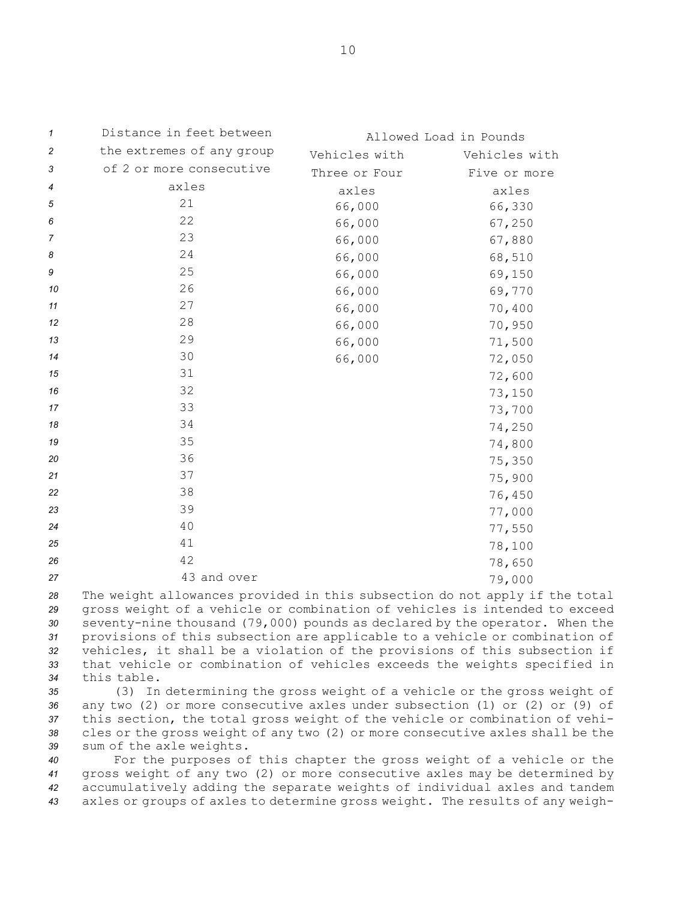| Distance in feet between the extremes of any group of 2 or more consecutive axles | Allowed Load in Pounds | |
|---|---|---|
| | Vehicles with Three or Four axles | Vehicles with Five or more axles |
| 21 | 66,000 | 66,330 |
| 22 | 66,000 | 67,250 |
| 23 | 66,000 | 67,880 |
| 24 | 66,000 | 68,510 |
| 25 | 66,000 | 69,150 |
| 26 | 66,000 | 69,770 |
| 27 | 66,000 | 70,400 |
| 28 | 66,000 | 70,950 |
| 29 | 66,000 | 71,500 |
| 30 | 66,000 | 72,050 |
| 31 | | 72,600 |
| 32 | | 73,150 |
| 33 | | 73,700 |
| 34 | | 74,250 |
| 35 | | 74,800 |
| 36 | | 75,350 |
| 37 | | 75,900 |
| 38 | | 76,450 |
| 39 | | 77,000 |
| 40 | | 77,550 |
| 41 | | 78,100 |
| 42 | | 78,650 |
| 43 and over | | 79,000 |

The weight allowances provided in this subsection do not apply if the total gross weight of a vehicle or combination of vehicles is intended to exceed seventy-nine thousand (79,000) pounds as declared by the operator. When the provisions of this subsection are applicable to a vehicle or combination of vehicles, it shall be a violation of the provisions of this subsection if that vehicle or combination of vehicles exceeds the weights specified in this table.

(3) In determining the gross weight of a vehicle or the gross weight of any two (2) or more consecutive axles under subsection (1) or (2) or (9) of this section, the total gross weight of the vehicle or combination of vehicles or the gross weight of any two (2) or more consecutive axles shall be the sum of the axle weights.

For the purposes of this chapter the gross weight of a vehicle or the gross weight of any two (2) or more consecutive axles may be determined by accumulatively adding the separate weights of individual axles and tandem axles or groups of axles to determine gross weight. The results of any weigh-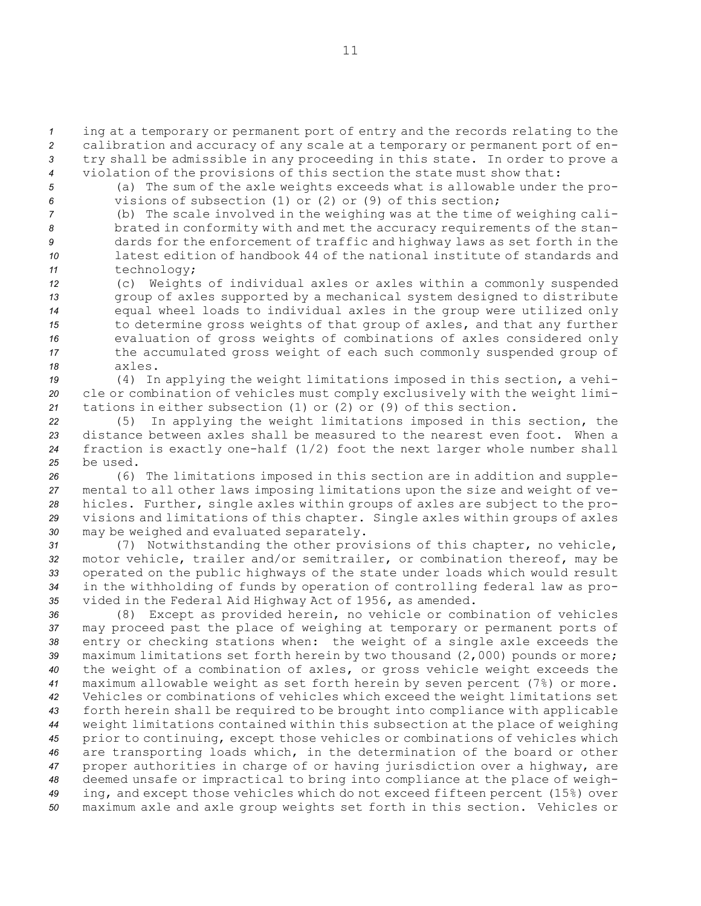ing at a temporary or permanent port of entry and the records relating to the calibration and accuracy of any scale at a temporary or permanent port of entry shall be admissible in any proceeding in this state. In order to prove a violation of the provisions of this section the state must show that:

(a) The sum of the axle weights exceeds what is allowable under the provisions of subsection (1) or (2) or (9) of this section;

(b) The scale involved in the weighing was at the time of weighing calibrated in conformity with and met the accuracy requirements of the standards for the enforcement of traffic and highway laws as set forth in the latest edition of handbook 44 of the national institute of standards and technology;

(c) Weights of individual axles or axles within a commonly suspended group of axles supported by a mechanical system designed to distribute equal wheel loads to individual axles in the group were utilized only to determine gross weights of that group of axles, and that any further evaluation of gross weights of combinations of axles considered only the accumulated gross weight of each such commonly suspended group of axles.

(4) In applying the weight limitations imposed in this section, a vehicle or combination of vehicles must comply exclusively with the weight limitations in either subsection (1) or (2) or (9) of this section.

(5) In applying the weight limitations imposed in this section, the distance between axles shall be measured to the nearest even foot. When a fraction is exactly one-half (1/2) foot the next larger whole number shall be used.

(6) The limitations imposed in this section are in addition and supplemental to all other laws imposing limitations upon the size and weight of vehicles. Further, single axles within groups of axles are subject to the provisions and limitations of this chapter. Single axles within groups of axles may be weighed and evaluated separately.

(7) Notwithstanding the other provisions of this chapter, no vehicle, motor vehicle, trailer and/or semitrailer, or combination thereof, may be operated on the public highways of the state under loads which would result in the withholding of funds by operation of controlling federal law as provided in the Federal Aid Highway Act of 1956, as amended.

(8) Except as provided herein, no vehicle or combination of vehicles may proceed past the place of weighing at temporary or permanent ports of entry or checking stations when: the weight of a single axle exceeds the maximum limitations set forth herein by two thousand (2,000) pounds or more; the weight of a combination of axles, or gross vehicle weight exceeds the maximum allowable weight as set forth herein by seven percent (7%) or more. Vehicles or combinations of vehicles which exceed the weight limitations set forth herein shall be required to be brought into compliance with applicable weight limitations contained within this subsection at the place of weighing prior to continuing, except those vehicles or combinations of vehicles which are transporting loads which, in the determination of the board or other proper authorities in charge of or having jurisdiction over a highway, are deemed unsafe or impractical to bring into compliance at the place of weighing, and except those vehicles which do not exceed fifteen percent (15%) over maximum axle and axle group weights set forth in this section. Vehicles or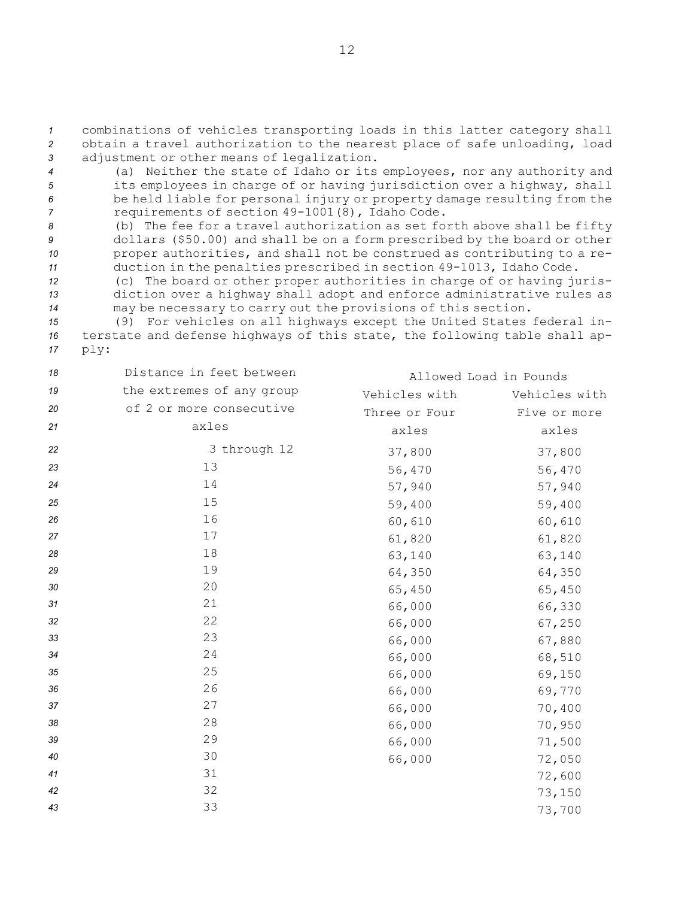combinations of vehicles transporting loads in this latter category shall obtain a travel authorization to the nearest place of safe unloading, load adjustment or other means of legalization.

(a) Neither the state of Idaho or its employees, nor any authority and its employees in charge of or having jurisdiction over a highway, shall be held liable for personal injury or property damage resulting from the requirements of section 49-1001(8), Idaho Code.

(b) The fee for a travel authorization as set forth above shall be fifty dollars ($50.00) and shall be on a form prescribed by the board or other proper authorities, and shall not be construed as contributing to a reduction in the penalties prescribed in section 49-1013, Idaho Code.

(c) The board or other proper authorities in charge of or having jurisdiction over a highway shall adopt and enforce administrative rules as may be necessary to carry out the provisions of this section.

(9) For vehicles on all highways except the United States federal interstate and defense highways of this state, the following table shall apply:

| Distance in feet between the extremes of any group of 2 or more consecutive axles | Allowed Load in Pounds | |
|---|---|---|
| | Vehicles with Three or Four axles | Vehicles with Five or more axles |
| 3 through 12 | 37,800 | 37,800 |
| 13 | 56,470 | 56,470 |
| 14 | 57,940 | 57,940 |
| 15 | 59,400 | 59,400 |
| 16 | 60,610 | 60,610 |
| 17 | 61,820 | 61,820 |
| 18 | 63,140 | 63,140 |
| 19 | 64,350 | 64,350 |
| 20 | 65,450 | 65,450 |
| 21 | 66,000 | 66,330 |
| 22 | 66,000 | 67,250 |
| 23 | 66,000 | 67,880 |
| 24 | 66,000 | 68,510 |
| 25 | 66,000 | 69,150 |
| 26 | 66,000 | 69,770 |
| 27 | 66,000 | 70,400 |
| 28 | 66,000 | 70,950 |
| 29 | 66,000 | 71,500 |
| 30 | 66,000 | 72,050 |
| 31 | | 72,600 |
| 32 | | 73,150 |
| 33 | | 73,700 |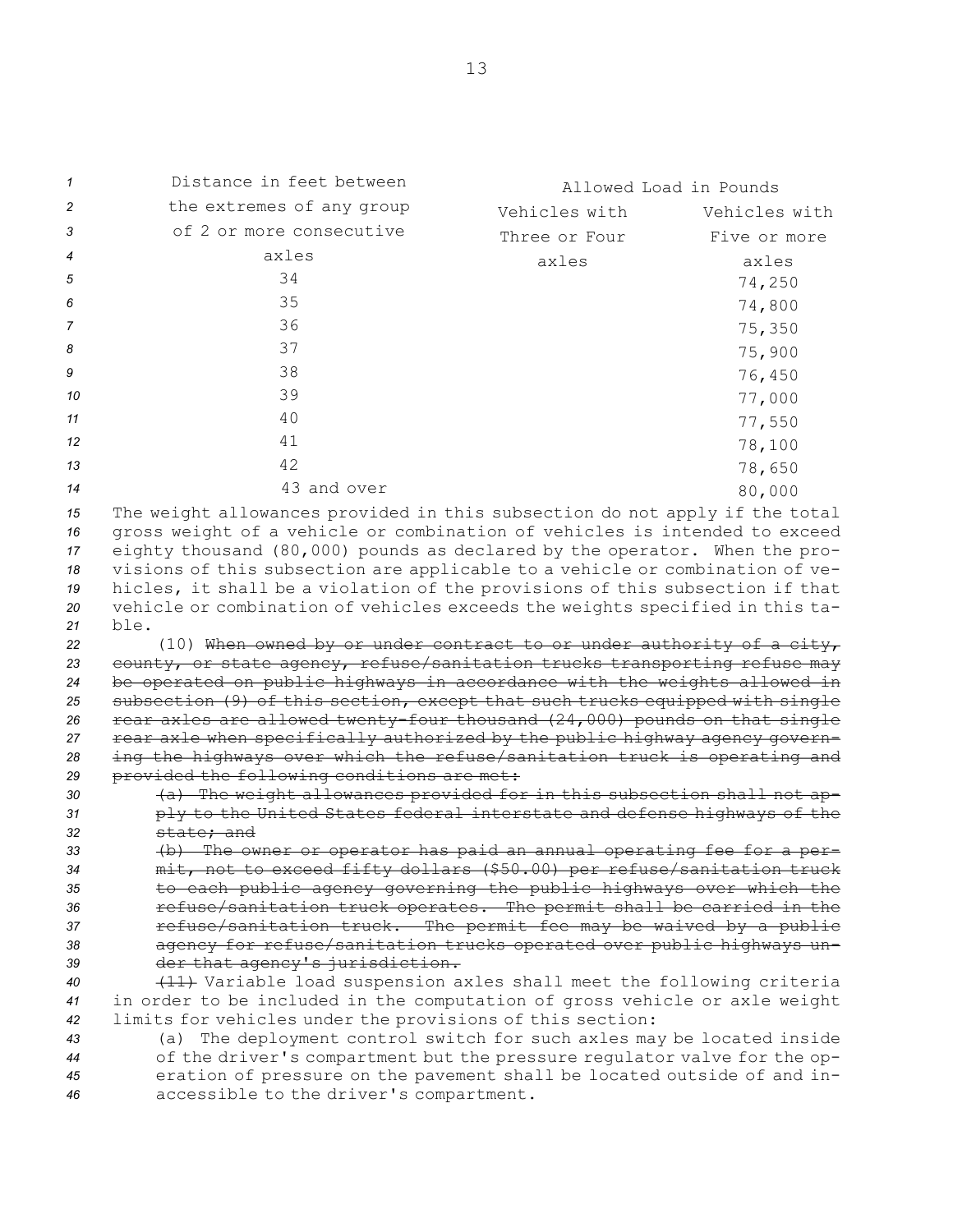| Distance in feet between the extremes of any group of 2 or more consecutive axles | Allowed Load in Pounds | |
|---|---|---|
| | Vehicles with Three or Four axles | Vehicles with Five or more axles |
| 34 | | 74,250 |
| 35 | | 74,800 |
| 36 | | 75,350 |
| 37 | | 75,900 |
| 38 | | 76,450 |
| 39 | | 77,000 |
| 40 | | 77,550 |
| 41 | | 78,100 |
| 42 | | 78,650 |
| 43 and over | | 80,000 |

The weight allowances provided in this subsection do not apply if the total gross weight of a vehicle or combination of vehicles is intended to exceed eighty thousand (80,000) pounds as declared by the operator. When the provisions of this subsection are applicable to a vehicle or combination of vehicles, it shall be a violation of the provisions of this subsection if that vehicle or combination of vehicles exceeds the weights specified in this table.

(10) ~~When owned by or under contract to or under authority of a city, county, or state agency, refuse/sanitation trucks transporting refuse may be operated on public highways in accordance with the weights allowed in subsection (9) of this section, except that such trucks equipped with single rear axles are allowed twenty-four thousand (24,000) pounds on that single rear axle when specifically authorized by the public highway agency governing the highways over which the refuse/sanitation truck is operating and provided the following conditions are met:~~

~~(a) The weight allowances provided for in this subsection shall not apply to the United States federal interstate and defense highways of the state; and~~

~~(b) The owner or operator has paid an annual operating fee for a permit, not to exceed fifty dollars ($50.00) per refuse/sanitation truck to each public agency governing the public highways over which the refuse/sanitation truck operates. The permit shall be carried in the refuse/sanitation truck. The permit fee may be waived by a public agency for refuse/sanitation trucks operated over public highways under that agency's jurisdiction.~~

~~(11)~~ Variable load suspension axles shall meet the following criteria in order to be included in the computation of gross vehicle or axle weight limits for vehicles under the provisions of this section:

(a) The deployment control switch for such axles may be located inside of the driver's compartment but the pressure regulator valve for the operation of pressure on the pavement shall be located outside of and inaccessible to the driver's compartment.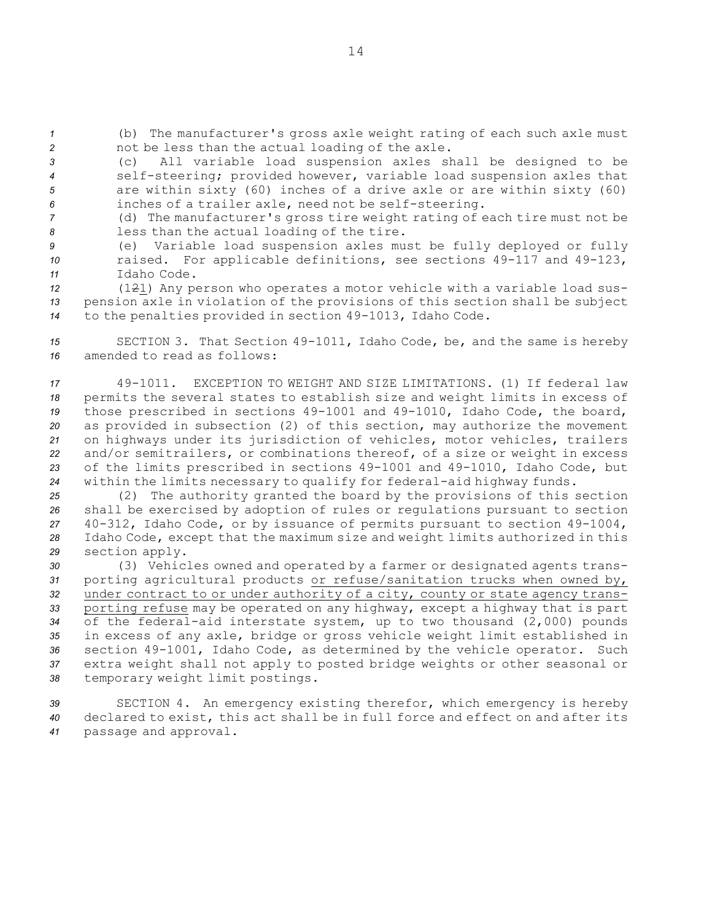(b) The manufacturer's gross axle weight rating of each such axle must not be less than the actual loading of the axle.

(c) All variable load suspension axles shall be designed to be self-steering; provided however, variable load suspension axles that are within sixty (60) inches of a drive axle or are within sixty (60) inches of a trailer axle, need not be self-steering.

(d) The manufacturer's gross tire weight rating of each tire must not be less than the actual loading of the tire.

(e) Variable load suspension axles must be fully deployed or fully raised. For applicable definitions, see sections 49-117 and 49-123, Idaho Code.

(1~~2~~1) Any person who operates a motor vehicle with a variable load suspension axle in violation of the provisions of this section shall be subject to the penalties provided in section 49-1013, Idaho Code.

SECTION 3. That Section 49-1011, Idaho Code, be, and the same is hereby amended to read as follows:

49-1011. EXCEPTION TO WEIGHT AND SIZE LIMITATIONS. (1) If federal law permits the several states to establish size and weight limits in excess of those prescribed in sections 49-1001 and 49-1010, Idaho Code, the board, as provided in subsection (2) of this section, may authorize the movement on highways under its jurisdiction of vehicles, motor vehicles, trailers and/or semitrailers, or combinations thereof, of a size or weight in excess of the limits prescribed in sections 49-1001 and 49-1010, Idaho Code, but within the limits necessary to qualify for federal-aid highway funds.

(2) The authority granted the board by the provisions of this section shall be exercised by adoption of rules or regulations pursuant to section 40-312, Idaho Code, or by issuance of permits pursuant to section 49-1004, Idaho Code, except that the maximum size and weight limits authorized in this section apply.

(3) Vehicles owned and operated by a farmer or designated agents transporting agricultural products <u>or refuse/sanitation trucks when owned by, under contract to or under authority of a city, county or state agency transporting refuse</u> may be operated on any highway, except a highway that is part of the federal-aid interstate system, up to two thousand (2,000) pounds in excess of any axle, bridge or gross vehicle weight limit established in section 49-1001, Idaho Code, as determined by the vehicle operator. Such extra weight shall not apply to posted bridge weights or other seasonal or temporary weight limit postings.

SECTION 4. An emergency existing therefor, which emergency is hereby declared to exist, this act shall be in full force and effect on and after its passage and approval.